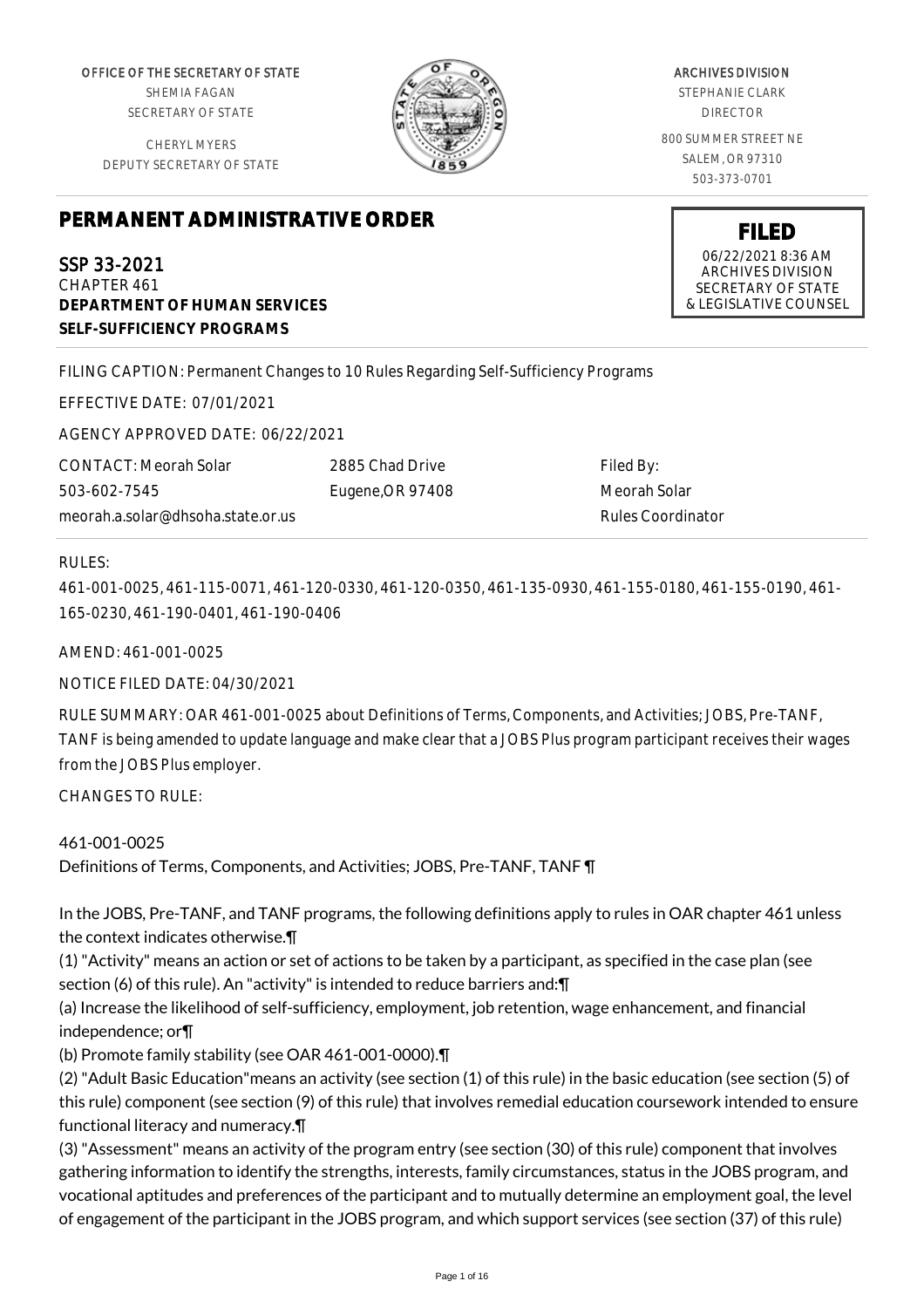OFFICE OF THE SECRETARY OF STATE
SHEMIA FAGAN
SECRETARY OF STATE

CHERYL MYERS
DEPUTY SECRETARY OF STATE

ARCHIVES DIVISION
STEPHANIE CLARK
DIRECTOR

800 SUMMER STREET NE
SALEM, OR 97310
503-373-0701

# PERMANENT ADMINISTRATIVE ORDER

**FILED**
06/22/2021 8:36 AM
ARCHIVES DIVISION
SECRETARY OF STATE
& LEGISLATIVE COUNSEL

SSP 33-2021
CHAPTER 461
**DEPARTMENT OF HUMAN SERVICES**
**SELF-SUFFICIENCY PROGRAMS**

FILING CAPTION: Permanent Changes to 10 Rules Regarding Self-Sufficiency Programs

EFFECTIVE DATE: 07/01/2021

AGENCY APPROVED DATE: 06/22/2021

CONTACT: Meorah Solar
503-602-7545
meorah.a.solar@dhsoha.state.or.us

2885 Chad Drive
Eugene,OR 97408

Filed By:
Meorah Solar
Rules Coordinator

RULES:

461-001-0025, 461-115-0071, 461-120-0330, 461-120-0350, 461-135-0930, 461-155-0180, 461-155-0190, 461-165-0230, 461-190-0401, 461-190-0406

AMEND: 461-001-0025

NOTICE FILED DATE: 04/30/2021

RULE SUMMARY: OAR 461-001-0025 about Definitions of Terms, Components, and Activities; JOBS, Pre-TANF, TANF is being amended to update language and make clear that a JOBS Plus program participant receives their wages from the JOBS Plus employer.

CHANGES TO RULE:

461-001-0025
Definitions of Terms, Components, and Activities; JOBS, Pre-TANF, TANF ¶

In the JOBS, Pre-TANF, and TANF programs, the following definitions apply to rules in OAR chapter 461 unless the context indicates otherwise.¶

(1) "Activity" means an action or set of actions to be taken by a participant, as specified in the case plan (see section (6) of this rule). An "activity" is intended to reduce barriers and:¶

(a) Increase the likelihood of self-sufficiency, employment, job retention, wage enhancement, and financial independence; or¶

(b) Promote family stability (see OAR 461-001-0000).¶

(2) "Adult Basic Education"means an activity (see section (1) of this rule) in the basic education (see section (5) of this rule) component (see section (9) of this rule) that involves remedial education coursework intended to ensure functional literacy and numeracy.¶

(3) "Assessment" means an activity of the program entry (see section (30) of this rule) component that involves gathering information to identify the strengths, interests, family circumstances, status in the JOBS program, and vocational aptitudes and preferences of the participant and to mutually determine an employment goal, the level of engagement of the participant in the JOBS program, and which support services (see section (37) of this rule)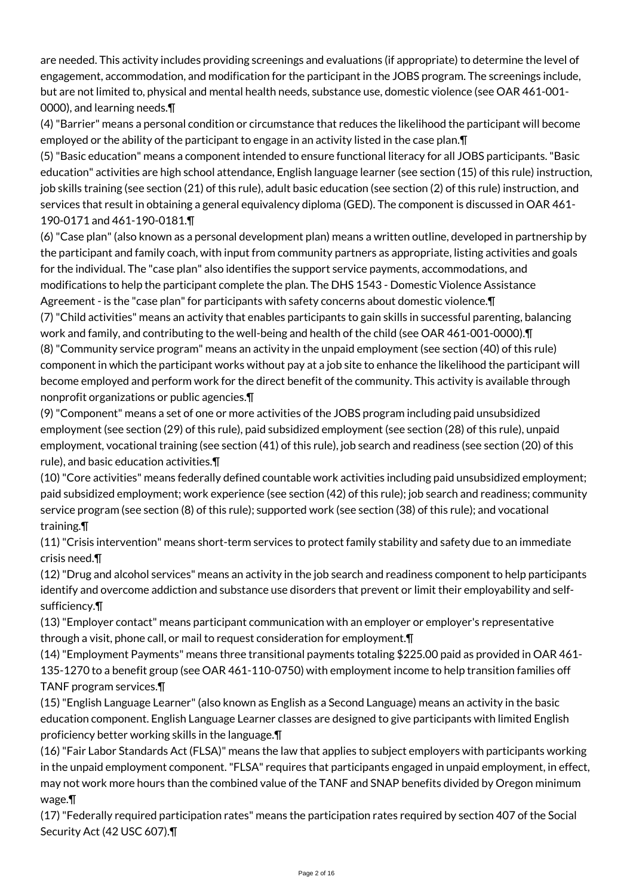are needed. This activity includes providing screenings and evaluations (if appropriate) to determine the level of engagement, accommodation, and modification for the participant in the JOBS program. The screenings include, but are not limited to, physical and mental health needs, substance use, domestic violence (see OAR 461-001-0000), and learning needs.¶

(4) "Barrier" means a personal condition or circumstance that reduces the likelihood the participant will become employed or the ability of the participant to engage in an activity listed in the case plan.¶

(5) "Basic education" means a component intended to ensure functional literacy for all JOBS participants. "Basic education" activities are high school attendance, English language learner (see section (15) of this rule) instruction, job skills training (see section (21) of this rule), adult basic education (see section (2) of this rule) instruction, and services that result in obtaining a general equivalency diploma (GED). The component is discussed in OAR 461-190-0171 and 461-190-0181.¶

(6) "Case plan" (also known as a personal development plan) means a written outline, developed in partnership by the participant and family coach, with input from community partners as appropriate, listing activities and goals for the individual. The "case plan" also identifies the support service payments, accommodations, and modifications to help the participant complete the plan. The DHS 1543 - Domestic Violence Assistance Agreement - is the "case plan" for participants with safety concerns about domestic violence.¶

(7) "Child activities" means an activity that enables participants to gain skills in successful parenting, balancing work and family, and contributing to the well-being and health of the child (see OAR 461-001-0000).¶

(8) "Community service program" means an activity in the unpaid employment (see section (40) of this rule) component in which the participant works without pay at a job site to enhance the likelihood the participant will become employed and perform work for the direct benefit of the community. This activity is available through nonprofit organizations or public agencies.¶

(9) "Component" means a set of one or more activities of the JOBS program including paid unsubsidized employment (see section (29) of this rule), paid subsidized employment (see section (28) of this rule), unpaid employment, vocational training (see section (41) of this rule), job search and readiness (see section (20) of this rule), and basic education activities.¶

(10) "Core activities" means federally defined countable work activities including paid unsubsidized employment; paid subsidized employment; work experience (see section (42) of this rule); job search and readiness; community service program (see section (8) of this rule); supported work (see section (38) of this rule); and vocational training.¶

(11) "Crisis intervention" means short-term services to protect family stability and safety due to an immediate crisis need.¶

(12) "Drug and alcohol services" means an activity in the job search and readiness component to help participants identify and overcome addiction and substance use disorders that prevent or limit their employability and self-sufficiency.¶

(13) "Employer contact" means participant communication with an employer or employer's representative through a visit, phone call, or mail to request consideration for employment.¶

(14) "Employment Payments" means three transitional payments totaling $225.00 paid as provided in OAR 461-135-1270 to a benefit group (see OAR 461-110-0750) with employment income to help transition families off TANF program services.¶

(15) "English Language Learner" (also known as English as a Second Language) means an activity in the basic education component. English Language Learner classes are designed to give participants with limited English proficiency better working skills in the language.¶

(16) "Fair Labor Standards Act (FLSA)" means the law that applies to subject employers with participants working in the unpaid employment component. "FLSA" requires that participants engaged in unpaid employment, in effect, may not work more hours than the combined value of the TANF and SNAP benefits divided by Oregon minimum wage.¶

(17) "Federally required participation rates" means the participation rates required by section 407 of the Social Security Act (42 USC 607).¶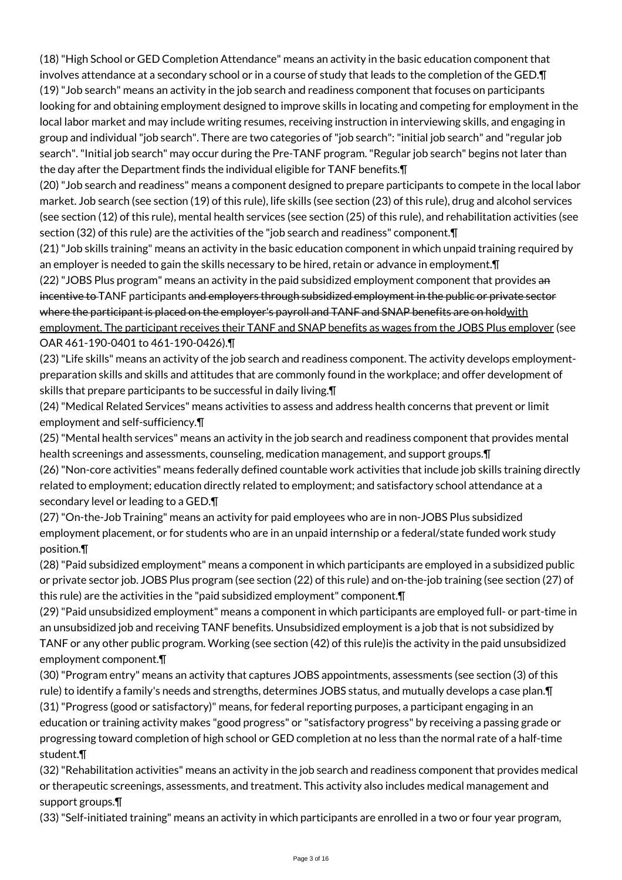(18) "High School or GED Completion Attendance" means an activity in the basic education component that involves attendance at a secondary school or in a course of study that leads to the completion of the GED.¶

(19) "Job search" means an activity in the job search and readiness component that focuses on participants looking for and obtaining employment designed to improve skills in locating and competing for employment in the local labor market and may include writing resumes, receiving instruction in interviewing skills, and engaging in group and individual "job search". There are two categories of "job search": "initial job search" and "regular job search". "Initial job search" may occur during the Pre-TANF program. "Regular job search" begins not later than the day after the Department finds the individual eligible for TANF benefits.¶

(20) "Job search and readiness" means a component designed to prepare participants to compete in the local labor market. Job search (see section (19) of this rule), life skills (see section (23) of this rule), drug and alcohol services (see section (12) of this rule), mental health services (see section (25) of this rule), and rehabilitation activities (see section (32) of this rule) are the activities of the "job search and readiness" component.¶

(21) "Job skills training" means an activity in the basic education component in which unpaid training required by an employer is needed to gain the skills necessary to be hired, retain or advance in employment.¶

(22) "JOBS Plus program" means an activity in the paid subsidized employment component that provides ~~an incentive to~~ TANF participants ~~and employers through subsidized employment in the public or private sector where the participant is placed on the employer's payroll and TANF and SNAP benefits are on hold~~<u>with employment. The participant receives their TANF and SNAP benefits as wages from the JOBS Plus employer</u> (see OAR 461-190-0401 to 461-190-0426).¶

(23) "Life skills" means an activity of the job search and readiness component. The activity develops employment-preparation skills and skills and attitudes that are commonly found in the workplace; and offer development of skills that prepare participants to be successful in daily living.¶

(24) "Medical Related Services" means activities to assess and address health concerns that prevent or limit employment and self-sufficiency.¶

(25) "Mental health services" means an activity in the job search and readiness component that provides mental health screenings and assessments, counseling, medication management, and support groups.¶

(26) "Non-core activities" means federally defined countable work activities that include job skills training directly related to employment; education directly related to employment; and satisfactory school attendance at a secondary level or leading to a GED.¶

(27) "On-the-Job Training" means an activity for paid employees who are in non-JOBS Plus subsidized employment placement, or for students who are in an unpaid internship or a federal/state funded work study position.¶

(28) "Paid subsidized employment" means a component in which participants are employed in a subsidized public or private sector job. JOBS Plus program (see section (22) of this rule) and on-the-job training (see section (27) of this rule) are the activities in the "paid subsidized employment" component.¶

(29) "Paid unsubsidized employment" means a component in which participants are employed full- or part-time in an unsubsidized job and receiving TANF benefits. Unsubsidized employment is a job that is not subsidized by TANF or any other public program. Working (see section (42) of this rule)is the activity in the paid unsubsidized employment component.¶

(30) "Program entry" means an activity that captures JOBS appointments, assessments (see section (3) of this rule) to identify a family's needs and strengths, determines JOBS status, and mutually develops a case plan.¶

(31) "Progress (good or satisfactory)" means, for federal reporting purposes, a participant engaging in an education or training activity makes "good progress" or "satisfactory progress" by receiving a passing grade or progressing toward completion of high school or GED completion at no less than the normal rate of a half-time student.¶

(32) "Rehabilitation activities" means an activity in the job search and readiness component that provides medical or therapeutic screenings, assessments, and treatment. This activity also includes medical management and support groups.¶

(33) "Self-initiated training" means an activity in which participants are enrolled in a two or four year program,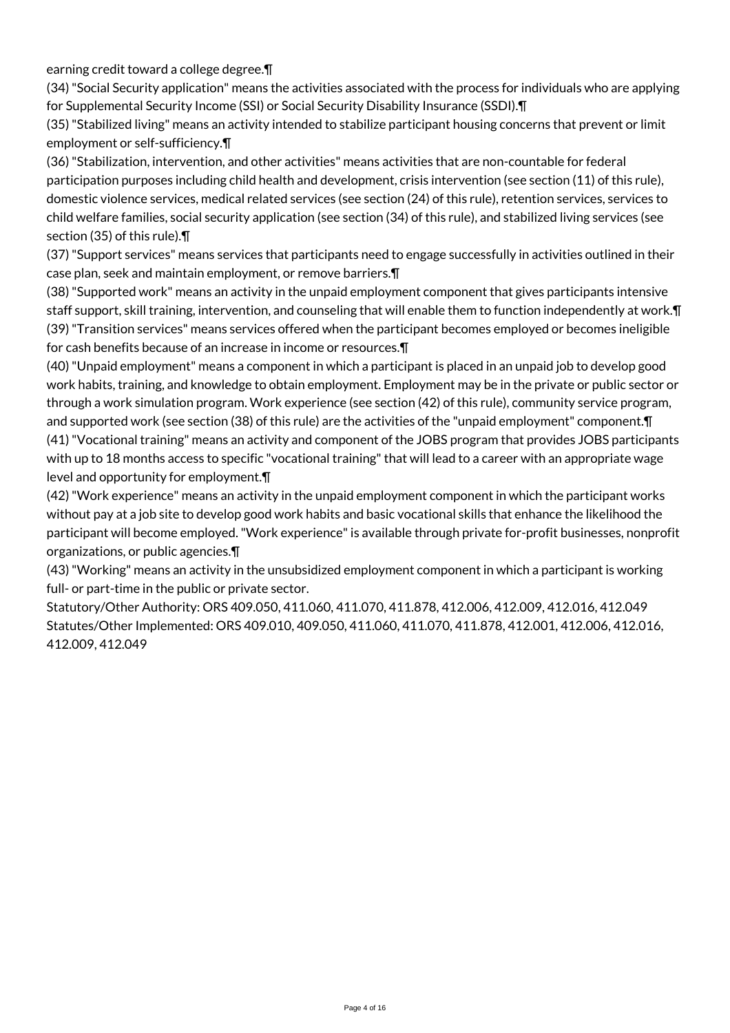earning credit toward a college degree.¶

(34) "Social Security application" means the activities associated with the process for individuals who are applying for Supplemental Security Income (SSI) or Social Security Disability Insurance (SSDI).¶

(35) "Stabilized living" means an activity intended to stabilize participant housing concerns that prevent or limit employment or self-sufficiency.¶

(36) "Stabilization, intervention, and other activities" means activities that are non-countable for federal participation purposes including child health and development, crisis intervention (see section (11) of this rule), domestic violence services, medical related services (see section (24) of this rule), retention services, services to child welfare families, social security application (see section (34) of this rule), and stabilized living services (see section (35) of this rule).¶

(37) "Support services" means services that participants need to engage successfully in activities outlined in their case plan, seek and maintain employment, or remove barriers.¶

(38) "Supported work" means an activity in the unpaid employment component that gives participants intensive staff support, skill training, intervention, and counseling that will enable them to function independently at work.¶

(39) "Transition services" means services offered when the participant becomes employed or becomes ineligible for cash benefits because of an increase in income or resources.¶

(40) "Unpaid employment" means a component in which a participant is placed in an unpaid job to develop good work habits, training, and knowledge to obtain employment. Employment may be in the private or public sector or through a work simulation program. Work experience (see section (42) of this rule), community service program, and supported work (see section (38) of this rule) are the activities of the "unpaid employment" component.¶

(41) "Vocational training" means an activity and component of the JOBS program that provides JOBS participants with up to 18 months access to specific "vocational training" that will lead to a career with an appropriate wage level and opportunity for employment.¶

(42) "Work experience" means an activity in the unpaid employment component in which the participant works without pay at a job site to develop good work habits and basic vocational skills that enhance the likelihood the participant will become employed. "Work experience" is available through private for-profit businesses, nonprofit organizations, or public agencies.¶

(43) "Working" means an activity in the unsubsidized employment component in which a participant is working full- or part-time in the public or private sector.

Statutory/Other Authority: ORS 409.050, 411.060, 411.070, 411.878, 412.006, 412.009, 412.016, 412.049
Statutes/Other Implemented: ORS 409.010, 409.050, 411.060, 411.070, 411.878, 412.001, 412.006, 412.016, 412.009, 412.049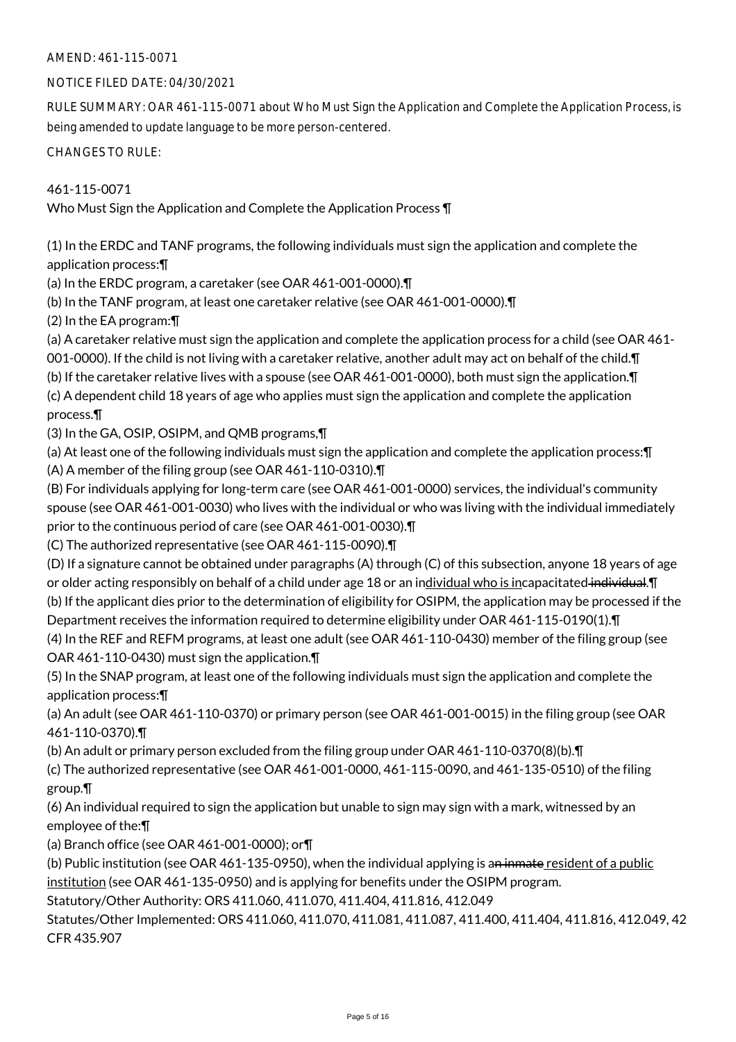AMEND: 461-115-0071

NOTICE FILED DATE: 04/30/2021

RULE SUMMARY: OAR 461-115-0071 about Who Must Sign the Application and Complete the Application Process, is being amended to update language to be more person-centered.

CHANGES TO RULE:

461-115-0071
Who Must Sign the Application and Complete the Application Process ¶

(1) In the ERDC and TANF programs, the following individuals must sign the application and complete the application process:¶
(a) In the ERDC program, a caretaker (see OAR 461-001-0000).¶
(b) In the TANF program, at least one caretaker relative (see OAR 461-001-0000).¶
(2) In the EA program:¶
(a) A caretaker relative must sign the application and complete the application process for a child (see OAR 461-001-0000). If the child is not living with a caretaker relative, another adult may act on behalf of the child.¶
(b) If the caretaker relative lives with a spouse (see OAR 461-001-0000), both must sign the application.¶
(c) A dependent child 18 years of age who applies must sign the application and complete the application process.¶
(3) In the GA, OSIP, OSIPM, and QMB programs,¶
(a) At least one of the following individuals must sign the application and complete the application process:¶
(A) A member of the filing group (see OAR 461-110-0310).¶
(B) For individuals applying for long-term care (see OAR 461-001-0000) services, the individual's community spouse (see OAR 461-001-0030) who lives with the individual or who was living with the individual immediately prior to the continuous period of care (see OAR 461-001-0030).¶
(C) The authorized representative (see OAR 461-115-0090).¶
(D) If a signature cannot be obtained under paragraphs (A) through (C) of this subsection, anyone 18 years of age or older acting responsibly on behalf of a child under age 18 or an in<u>dividual who is in</u>capacitated ~~individual~~.¶
(b) If the applicant dies prior to the determination of eligibility for OSIPM, the application may be processed if the Department receives the information required to determine eligibility under OAR 461-115-0190(1).¶
(4) In the REF and REFM programs, at least one adult (see OAR 461-110-0430) member of the filing group (see OAR 461-110-0430) must sign the application.¶
(5) In the SNAP program, at least one of the following individuals must sign the application and complete the application process:¶
(a) An adult (see OAR 461-110-0370) or primary person (see OAR 461-001-0015) in the filing group (see OAR 461-110-0370).¶
(b) An adult or primary person excluded from the filing group under OAR 461-110-0370(8)(b).¶
(c) The authorized representative (see OAR 461-001-0000, 461-115-0090, and 461-135-0510) of the filing group.¶
(6) An individual required to sign the application but unable to sign may sign with a mark, witnessed by an employee of the:¶
(a) Branch office (see OAR 461-001-0000); or¶
(b) Public institution (see OAR 461-135-0950), when the individual applying is a~~n inmate~~ <u>resident of a public institution</u> (see OAR 461-135-0950) and is applying for benefits under the OSIPM program.
Statutory/Other Authority: ORS 411.060, 411.070, 411.404, 411.816, 412.049
Statutes/Other Implemented: ORS 411.060, 411.070, 411.081, 411.087, 411.400, 411.404, 411.816, 412.049, 42 CFR 435.907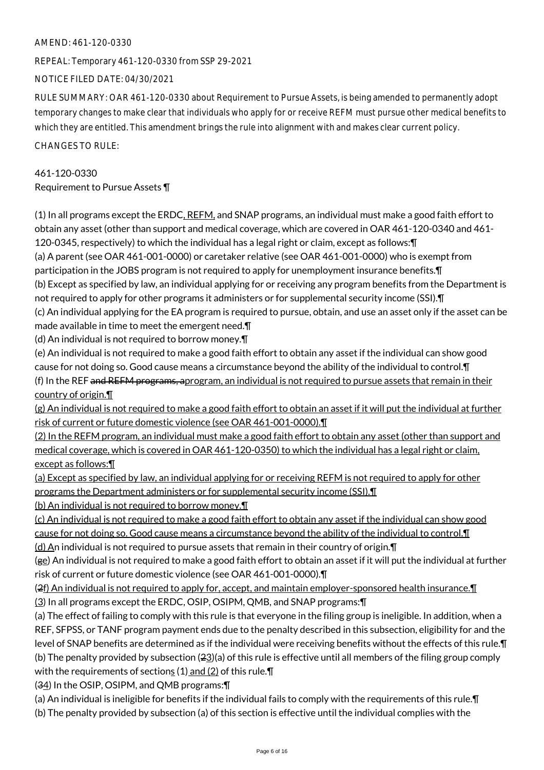AMEND: 461-120-0330

REPEAL: Temporary 461-120-0330 from SSP 29-2021

NOTICE FILED DATE: 04/30/2021

RULE SUMMARY: OAR 461-120-0330 about Requirement to Pursue Assets, is being amended to permanently adopt temporary changes to make clear that individuals who apply for or receive REFM must pursue other medical benefits to which they are entitled. This amendment brings the rule into alignment with and makes clear current policy.

CHANGES TO RULE:

461-120-0330
Requirement to Pursue Assets ¶

(1) In all programs except the ERDC, REFM, and SNAP programs, an individual must make a good faith effort to obtain any asset (other than support and medical coverage, which are covered in OAR 461-120-0340 and 461-120-0345, respectively) to which the individual has a legal right or claim, except as follows:¶
(a) A parent (see OAR 461-001-0000) or caretaker relative (see OAR 461-001-0000) who is exempt from participation in the JOBS program is not required to apply for unemployment insurance benefits.¶
(b) Except as specified by law, an individual applying for or receiving any program benefits from the Department is not required to apply for other programs it administers or for supplemental security income (SSI).¶
(c) An individual applying for the EA program is required to pursue, obtain, and use an asset only if the asset can be made available in time to meet the emergent need.¶
(d) An individual is not required to borrow money.¶
(e) An individual is not required to make a good faith effort to obtain any asset if the individual can show good cause for not doing so. Good cause means a circumstance beyond the ability of the individual to control.¶
(f) In the REF ~~and REFM programs, a~~program, an individual is not required to pursue assets that remain in their country of origin.¶
(g) An individual is not required to make a good faith effort to obtain an asset if it will put the individual at further risk of current or future domestic violence (see OAR 461-001-0000).¶
(2) In the REFM program, an individual must make a good faith effort to obtain any asset (other than support and medical coverage, which is covered in OAR 461-120-0350) to which the individual has a legal right or claim, except as follows:¶
(a) Except as specified by law, an individual applying for or receiving REFM is not required to apply for other programs the Department administers or for supplemental security income (SSI).¶
(b) An individual is not required to borrow money.¶
(c) An individual is not required to make a good faith effort to obtain any asset if the individual can show good cause for not doing so. Good cause means a circumstance beyond the ability of the individual to control.¶
(d) An individual is not required to pursue assets that remain in their country of origin.¶
(~~g~~e) An individual is not required to make a good faith effort to obtain an asset if it will put the individual at further risk of current or future domestic violence (see OAR 461-001-0000).¶
(~~2~~f) An individual is not required to apply for, accept, and maintain employer-sponsored health insurance.¶
(3) In all programs except the ERDC, OSIP, OSIPM, QMB, and SNAP programs:¶
(a) The effect of failing to comply with this rule is that everyone in the filing group is ineligible. In addition, when a REF, SFPSS, or TANF program payment ends due to the penalty described in this subsection, eligibility for and the level of SNAP benefits are determined as if the individual were receiving benefits without the effects of this rule.¶
(b) The penalty provided by subsection (~~2~~3)(a) of this rule is effective until all members of the filing group comply with the requirements of sections (1) and (2) of this rule.¶
(~~3~~4) In the OSIP, OSIPM, and QMB programs:¶
(a) An individual is ineligible for benefits if the individual fails to comply with the requirements of this rule.¶
(b) The penalty provided by subsection (a) of this section is effective until the individual complies with the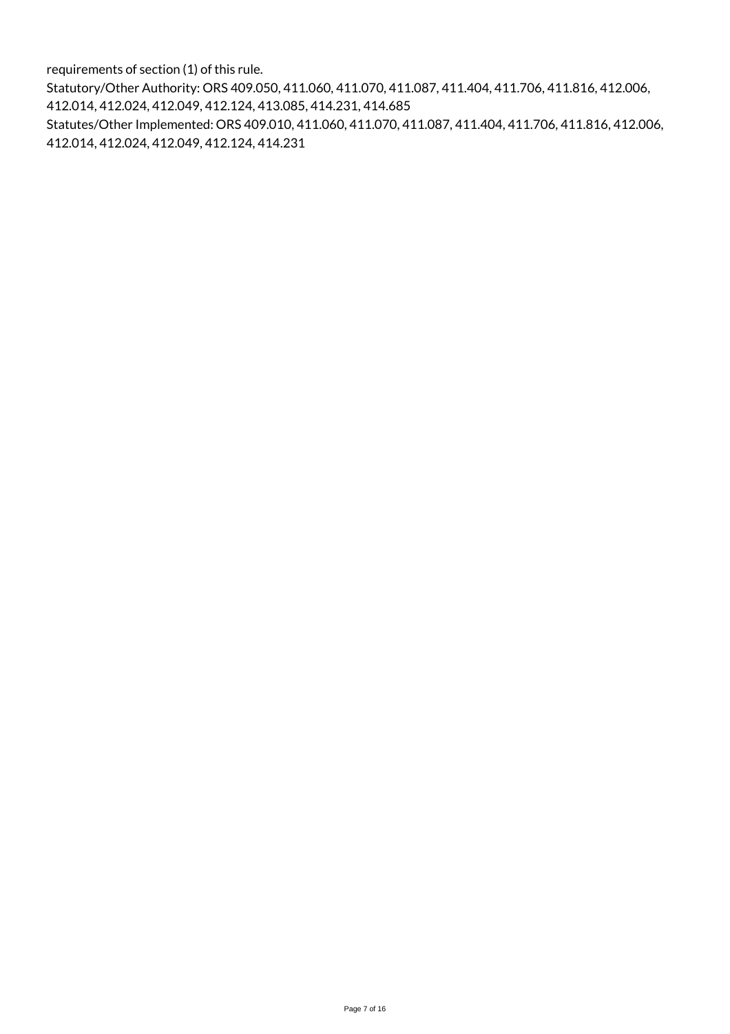requirements of section (1) of this rule.

Statutory/Other Authority: ORS 409.050, 411.060, 411.070, 411.087, 411.404, 411.706, 411.816, 412.006, 412.014, 412.024, 412.049, 412.124, 413.085, 414.231, 414.685

Statutes/Other Implemented: ORS 409.010, 411.060, 411.070, 411.087, 411.404, 411.706, 411.816, 412.006, 412.014, 412.024, 412.049, 412.124, 414.231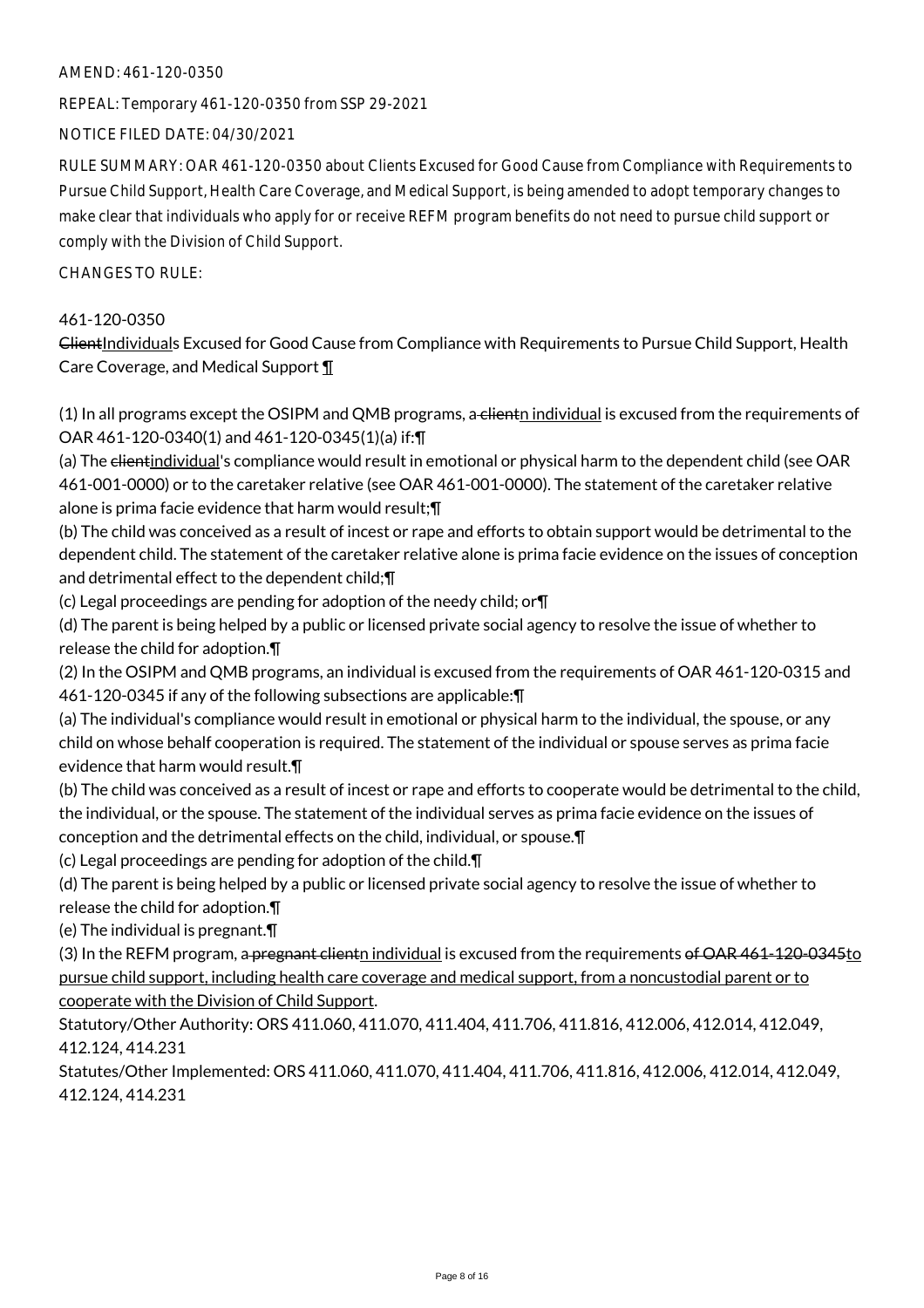AMEND: 461-120-0350

REPEAL: Temporary 461-120-0350 from SSP 29-2021

NOTICE FILED DATE: 04/30/2021

RULE SUMMARY: OAR 461-120-0350 about Clients Excused for Good Cause from Compliance with Requirements to Pursue Child Support, Health Care Coverage, and Medical Support, is being amended to adopt temporary changes to make clear that individuals who apply for or receive REFM program benefits do not need to pursue child support or comply with the Division of Child Support.

CHANGES TO RULE:

461-120-0350
~~Client~~Individuals Excused for Good Cause from Compliance with Requirements to Pursue Child Support, Health Care Coverage, and Medical Support ¶

(1) In all programs except the OSIPM and QMB programs, a~~ client~~n individual is excused from the requirements of OAR 461-120-0340(1) and 461-120-0345(1)(a) if:¶
(a) The ~~client~~individual's compliance would result in emotional or physical harm to the dependent child (see OAR 461-001-0000) or to the caretaker relative (see OAR 461-001-0000). The statement of the caretaker relative alone is prima facie evidence that harm would result;¶
(b) The child was conceived as a result of incest or rape and efforts to obtain support would be detrimental to the dependent child. The statement of the caretaker relative alone is prima facie evidence on the issues of conception and detrimental effect to the dependent child;¶
(c) Legal proceedings are pending for adoption of the needy child; or¶
(d) The parent is being helped by a public or licensed private social agency to resolve the issue of whether to release the child for adoption.¶
(2) In the OSIPM and QMB programs, an individual is excused from the requirements of OAR 461-120-0315 and 461-120-0345 if any of the following subsections are applicable:¶
(a) The individual's compliance would result in emotional or physical harm to the individual, the spouse, or any child on whose behalf cooperation is required. The statement of the individual or spouse serves as prima facie evidence that harm would result.¶
(b) The child was conceived as a result of incest or rape and efforts to cooperate would be detrimental to the child, the individual, or the spouse. The statement of the individual serves as prima facie evidence on the issues of conception and the detrimental effects on the child, individual, or spouse.¶
(c) Legal proceedings are pending for adoption of the child.¶
(d) The parent is being helped by a public or licensed private social agency to resolve the issue of whether to release the child for adoption.¶
(e) The individual is pregnant.¶
(3) In the REFM program, a~~ pregnant client~~n individual is excused from the requirements ~~of OAR 461-120-0345~~to pursue child support, including health care coverage and medical support, from a noncustodial parent or to cooperate with the Division of Child Support.

Statutory/Other Authority: ORS 411.060, 411.070, 411.404, 411.706, 411.816, 412.006, 412.014, 412.049, 412.124, 414.231

Statutes/Other Implemented: ORS 411.060, 411.070, 411.404, 411.706, 411.816, 412.006, 412.014, 412.049, 412.124, 414.231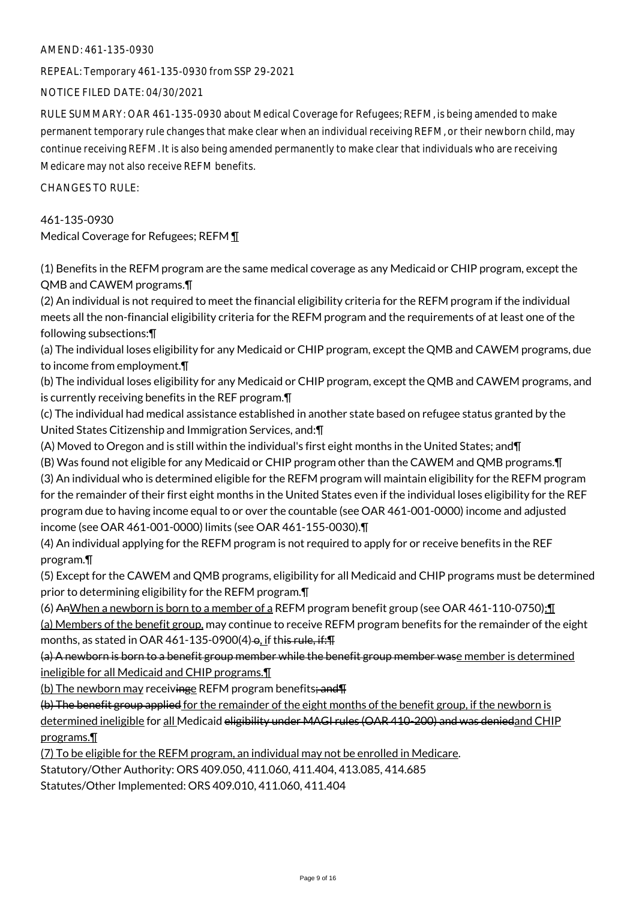AMEND: 461-135-0930

REPEAL: Temporary 461-135-0930 from SSP 29-2021

NOTICE FILED DATE: 04/30/2021

RULE SUMMARY: OAR 461-135-0930 about Medical Coverage for Refugees; REFM, is being amended to make permanent temporary rule changes that make clear when an individual receiving REFM, or their newborn child, may continue receiving REFM. It is also being amended permanently to make clear that individuals who are receiving Medicare may not also receive REFM benefits.

CHANGES TO RULE:

461-135-0930
Medical Coverage for Refugees; REFM ¶

(1) Benefits in the REFM program are the same medical coverage as any Medicaid or CHIP program, except the QMB and CAWEM programs.¶
(2) An individual is not required to meet the financial eligibility criteria for the REFM program if the individual meets all the non-financial eligibility criteria for the REFM program and the requirements of at least one of the following subsections:¶
(a) The individual loses eligibility for any Medicaid or CHIP program, except the QMB and CAWEM programs, due to income from employment.¶
(b) The individual loses eligibility for any Medicaid or CHIP program, except the QMB and CAWEM programs, and is currently receiving benefits in the REF program.¶
(c) The individual had medical assistance established in another state based on refugee status granted by the United States Citizenship and Immigration Services, and:¶
(A) Moved to Oregon and is still within the individual's first eight months in the United States; and¶
(B) Was found not eligible for any Medicaid or CHIP program other than the CAWEM and QMB programs.¶
(3) An individual who is determined eligible for the REFM program will maintain eligibility for the REFM program for the remainder of their first eight months in the United States even if the individual loses eligibility for the REF program due to having income equal to or over the countable (see OAR 461-001-0000) income and adjusted income (see OAR 461-001-0000) limits (see OAR 461-155-0030).¶
(4) An individual applying for the REFM program is not required to apply for or receive benefits in the REF program.¶
(5) Except for the CAWEM and QMB programs, eligibility for all Medicaid and CHIP programs must be determined prior to determining eligibility for the REFM program.¶
(6) ~~An~~<u>When a newborn is born to a member of a</u> REFM program benefit group (see OAR 461-110-0750)<u>:¶</u>
<u>(a) Members of the benefit group,</u> may continue to receive REFM program benefits for the remainder of the eight months, as stated in OAR 461-135-0900(4) ~~o~~<u>,</u> if th~~is rule, if:¶~~
~~(a) A newborn is born to a benefit group member while the benefit group member was~~<u>e member is determined ineligible for all Medicaid and CHIP programs.¶</u>
<u>(b) The newborn may</u> receiv~~ing~~<u>e</u> REFM program benefits~~; and¶~~
~~(b) The benefit group applied~~ <u>for the remainder of the eight months of the benefit group, if the newborn is determined ineligible</u> for <u>all</u> Medicaid ~~eligibility under MAGI rules (OAR 410-200) and was denied~~<u>and CHIP programs.¶</u>
<u>(7) To be eligible for the REFM program, an individual may not be enrolled in Medicare</u>.
Statutory/Other Authority: ORS 409.050, 411.060, 411.404, 413.085, 414.685
Statutes/Other Implemented: ORS 409.010, 411.060, 411.404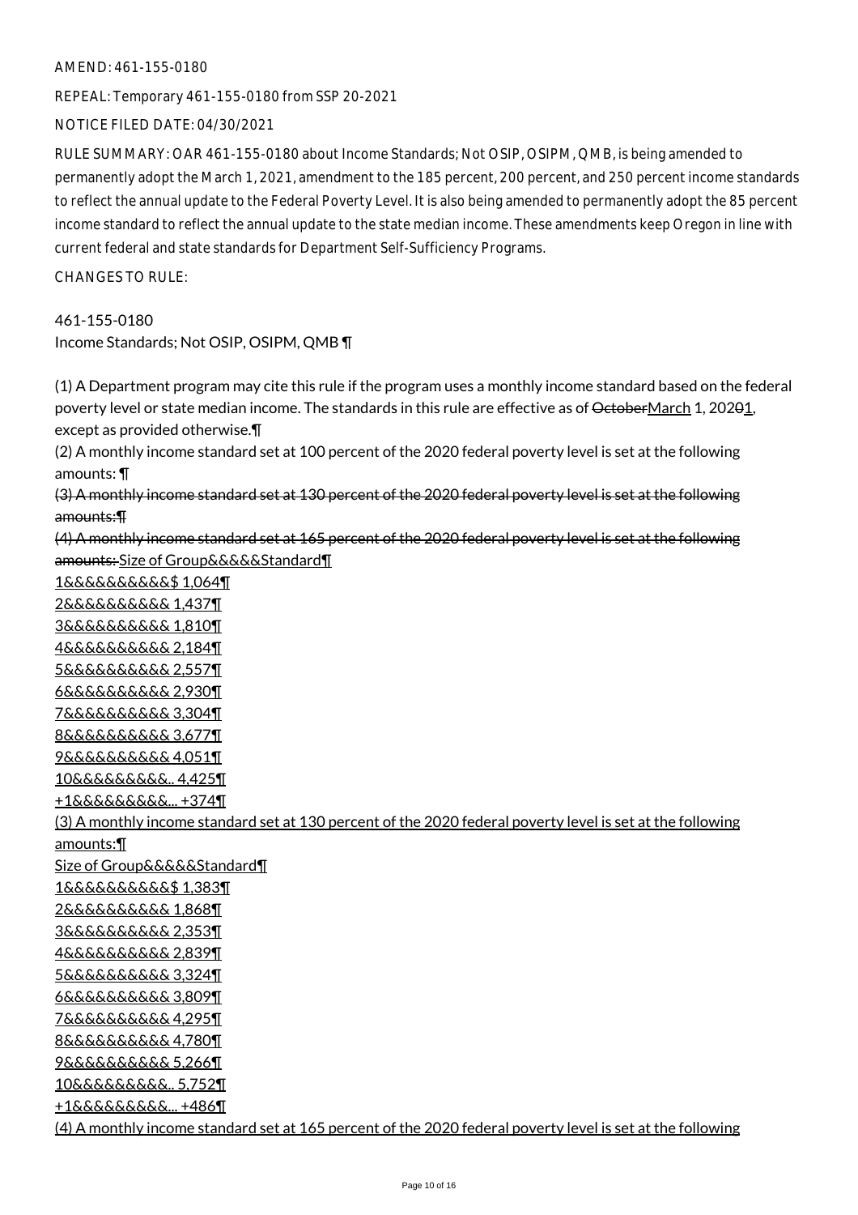AMEND: 461-155-0180

REPEAL: Temporary 461-155-0180 from SSP 20-2021

NOTICE FILED DATE: 04/30/2021

RULE SUMMARY: OAR 461-155-0180 about Income Standards; Not OSIP, OSIPM, QMB, is being amended to permanently adopt the March 1, 2021, amendment to the 185 percent, 200 percent, and 250 percent income standards to reflect the annual update to the Federal Poverty Level. It is also being amended to permanently adopt the 85 percent income standard to reflect the annual update to the state median income. These amendments keep Oregon in line with current federal and state standards for Department Self-Sufficiency Programs.

CHANGES TO RULE:

461-155-0180
Income Standards; Not OSIP, OSIPM, QMB ¶

(1) A Department program may cite this rule if the program uses a monthly income standard based on the federal poverty level or state median income. The standards in this rule are effective as of ~~October~~March 1, 202~~0~~1, except as provided otherwise.¶
(2) A monthly income standard set at 100 percent of the 2020 federal poverty level is set at the following amounts: ¶
~~(3) A monthly income standard set at 130 percent of the 2020 federal poverty level is set at the following amounts:¶~~
~~(4) A monthly income standard set at 165 percent of the 2020 federal poverty level is set at the following amounts:~~ Size of Group&&&&&Standard¶
1&&&&&&&&&&$ 1,064¶
2&&&&&&&&&& 1,437¶
3&&&&&&&&&& 1,810¶
4&&&&&&&&&& 2,184¶
5&&&&&&&&&& 2,557¶
6&&&&&&&&&& 2,930¶
7&&&&&&&&&& 3,304¶
8&&&&&&&&&& 3,677¶
9&&&&&&&&&& 4,051¶
10&&&&&&&&&.. 4,425¶
+1&&&&&&&&&... +374¶
(3) A monthly income standard set at 130 percent of the 2020 federal poverty level is set at the following amounts:¶
Size of Group&&&&&Standard¶
1&&&&&&&&&&$ 1,383¶
2&&&&&&&&&& 1,868¶
3&&&&&&&&&& 2,353¶
4&&&&&&&&&& 2,839¶
5&&&&&&&&&& 3,324¶
6&&&&&&&&&& 3,809¶
7&&&&&&&&&& 4,295¶
8&&&&&&&&&& 4,780¶
9&&&&&&&&&& 5,266¶
10&&&&&&&&&.. 5,752¶
+1&&&&&&&&&... +486¶
(4) A monthly income standard set at 165 percent of the 2020 federal poverty level is set at the following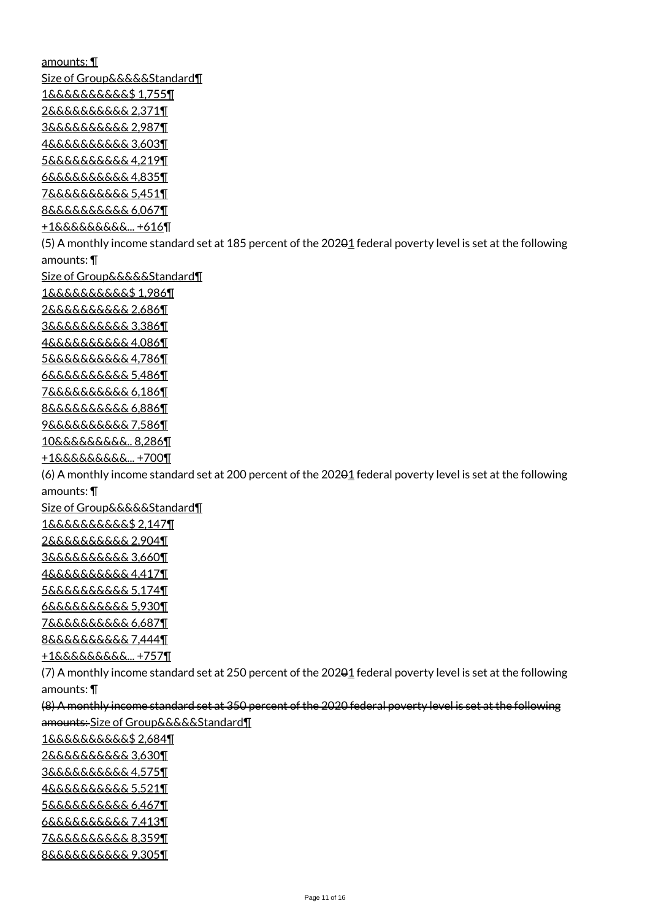amounts: ¶

| Size of Group | Standard |
|---|---|
| 1 | $ 1,755 |
| 2 | 2,371 |
| 3 | 2,987 |
| 4 | 3,603 |
| 5 | 4,219 |
| 6 | 4,835 |
| 7 | 5,451 |
| 8 | 6,067 |
| +1 | +616 |

(5) A monthly income standard set at 185 percent of the 2021 federal poverty level is set at the following amounts: ¶

| Size of Group | Standard |
|---|---|
| 1 | $ 1,986 |
| 2 | 2,686 |
| 3 | 3,386 |
| 4 | 4,086 |
| 5 | 4,786 |
| 6 | 5,486 |
| 7 | 6,186 |
| 8 | 6,886 |
| 9 | 7,586 |
| 10 | 8,286 |
| +1 | +700 |

(6) A monthly income standard set at 200 percent of the 2021 federal poverty level is set at the following amounts: ¶

| Size of Group | Standard |
|---|---|
| 1 | $ 2,147 |
| 2 | 2,904 |
| 3 | 3,660 |
| 4 | 4,417 |
| 5 | 5,174 |
| 6 | 5,930 |
| 7 | 6,687 |
| 8 | 7,444 |
| +1 | +757 |

(7) A monthly income standard set at 250 percent of the 2021 federal poverty level is set at the following amounts: ¶

~~(8) A monthly income standard set at 350 percent of the 2020 federal poverty level is set at the following amounts:~~

| Size of Group | Standard |
|---|---|
| 1 | $ 2,684 |
| 2 | 3,630 |
| 3 | 4,575 |
| 4 | 5,521 |
| 5 | 6,467 |
| 6 | 7,413 |
| 7 | 8,359 |
| 8 | 9,305 |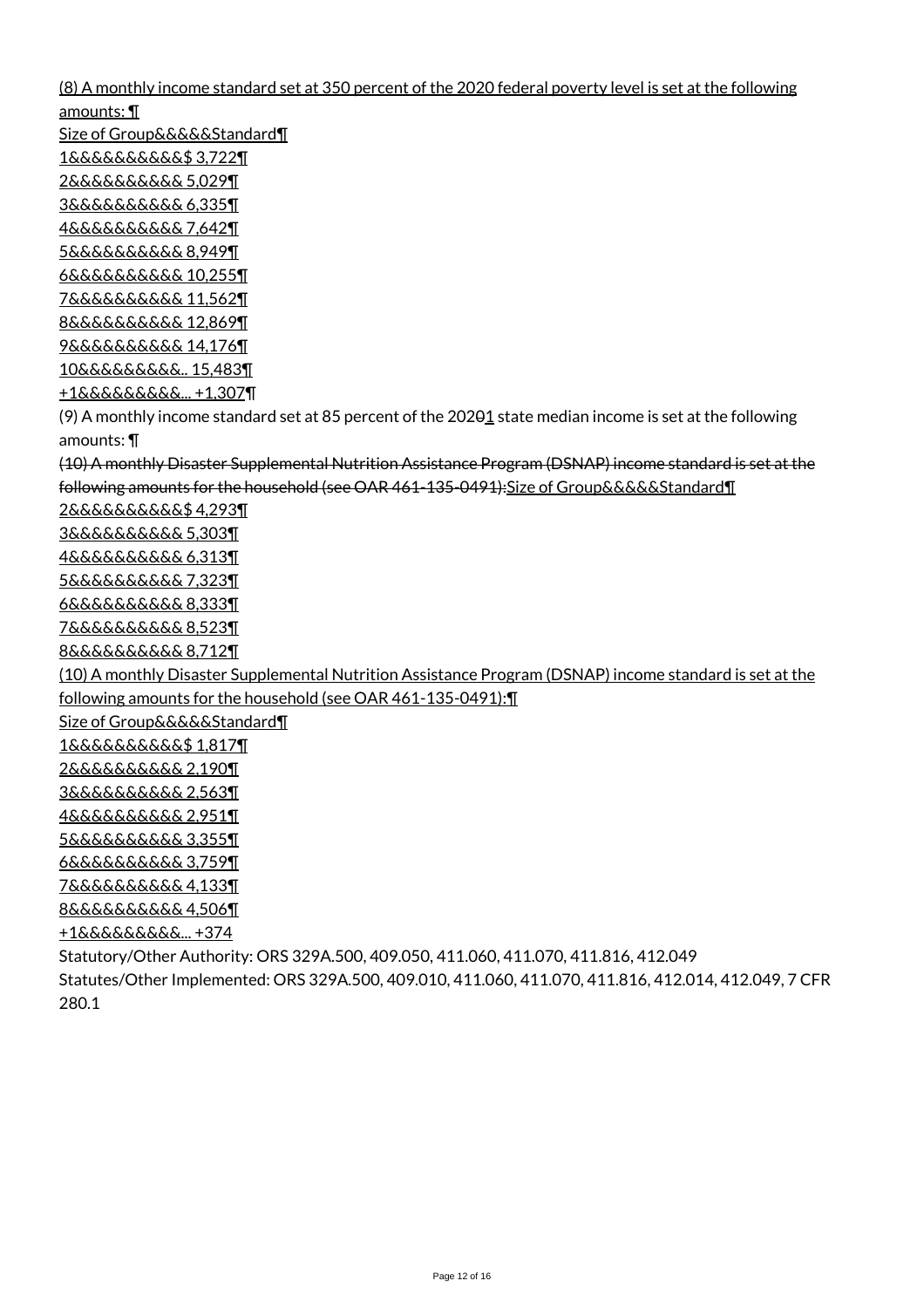(8) A monthly income standard set at 350 percent of the 2020 federal poverty level is set at the following amounts:

| Size of Group | Standard |
|---|---|
| 1 | $ 3,722 |
| 2 | 5,029 |
| 3 | 6,335 |
| 4 | 7,642 |
| 5 | 8,949 |
| 6 | 10,255 |
| 7 | 11,562 |
| 8 | 12,869 |
| 9 | 14,176 |
| 10 | 15,483 |
| +1 | +1,307 |

(9) A monthly income standard set at 85 percent of the 20201 state median income is set at the following amounts:

~~(10) A monthly Disaster Supplemental Nutrition Assistance Program (DSNAP) income standard is set at the following amounts for the household (see OAR 461-135-0491):~~

| Size of Group | Standard |
|---|---|
| 2 | $ 4,293 |
| 3 | 5,303 |
| 4 | 6,313 |
| 5 | 7,323 |
| 6 | 8,333 |
| 7 | 8,523 |
| 8 | 8,712 |

(10) A monthly Disaster Supplemental Nutrition Assistance Program (DSNAP) income standard is set at the following amounts for the household (see OAR 461-135-0491):

| Size of Group | Standard |
|---|---|
| 1 | $ 1,817 |
| 2 | 2,190 |
| 3 | 2,563 |
| 4 | 2,951 |
| 5 | 3,355 |
| 6 | 3,759 |
| 7 | 4,133 |
| 8 | 4,506 |
| +1 | +374 |

Statutory/Other Authority: ORS 329A.500, 409.050, 411.060, 411.070, 411.816, 412.049

Statutes/Other Implemented: ORS 329A.500, 409.010, 411.060, 411.070, 411.816, 412.014, 412.049, 7 CFR 280.1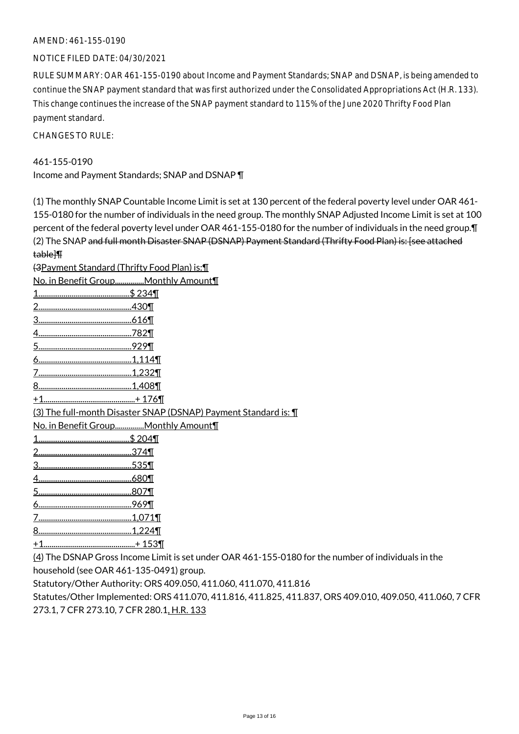AMEND: 461-155-0190

NOTICE FILED DATE: 04/30/2021

RULE SUMMARY: OAR 461-155-0190 about Income and Payment Standards; SNAP and DSNAP, is being amended to continue the SNAP payment standard that was first authorized under the Consolidated Appropriations Act (H.R. 133). This change continues the increase of the SNAP payment standard to 115% of the June 2020 Thrifty Food Plan payment standard.

CHANGES TO RULE:

461-155-0190
Income and Payment Standards; SNAP and DSNAP ¶

(1) The monthly SNAP Countable Income Limit is set at 130 percent of the federal poverty level under OAR 461-155-0180 for the number of individuals in the need group. The monthly SNAP Adjusted Income Limit is set at 100 percent of the federal poverty level under OAR 461-155-0180 for the number of individuals in the need group.¶
(2) The SNAP ~~and full month Disaster SNAP (DSNAP) Payment Standard (Thrifty Food Plan) is: [see attached table]¶~~
~~(3~~Payment Standard (Thrifty Food Plan) is:¶
No. in Benefit Group...............Monthly Amount¶
1..............................................$ 234¶
2...............................................430¶
3...............................................616¶
4...............................................782¶
5...............................................929¶
6...............................................1,114¶
7...............................................1,232¶
8...............................................1,408¶
+1..............................................+ 176¶
(3) The full-month Disaster SNAP (DSNAP) Payment Standard is: ¶
No. in Benefit Group...............Monthly Amount¶
1..............................................$ 204¶
2...............................................374¶
3...............................................535¶
4...............................................680¶
5...............................................807¶
6...............................................969¶
7...............................................1,071¶
8...............................................1,224¶
+1..............................................+ 153¶
(4) The DSNAP Gross Income Limit is set under OAR 461-155-0180 for the number of individuals in the household (see OAR 461-135-0491) group.
Statutory/Other Authority: ORS 409.050, 411.060, 411.070, 411.816
Statutes/Other Implemented: ORS 411.070, 411.816, 411.825, 411.837, ORS 409.010, 409.050, 411.060, 7 CFR 273.1, 7 CFR 273.10, 7 CFR 280.1, H.R. 133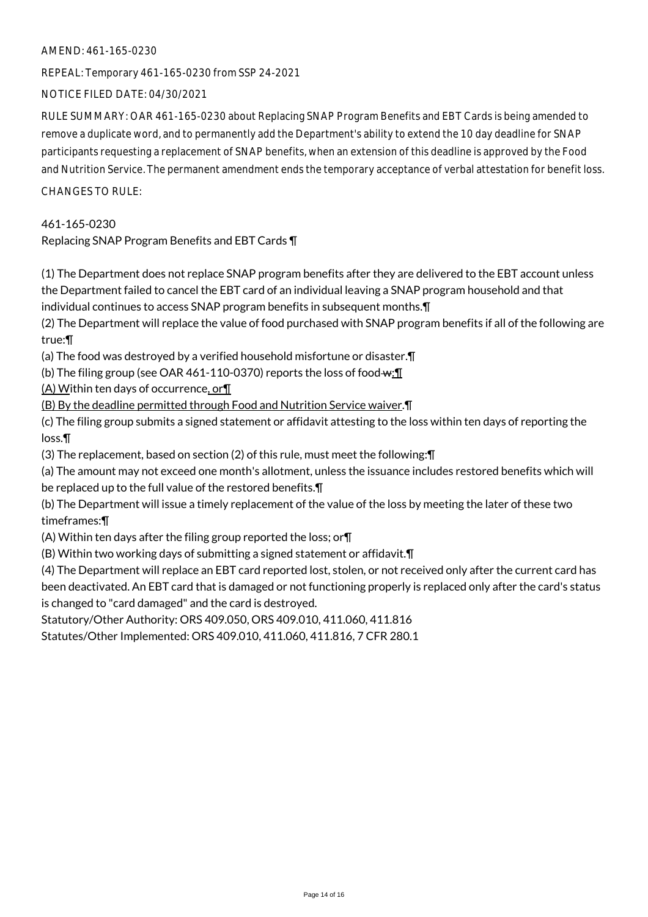AMEND: 461-165-0230

REPEAL: Temporary 461-165-0230 from SSP 24-2021

NOTICE FILED DATE: 04/30/2021

RULE SUMMARY: OAR 461-165-0230 about Replacing SNAP Program Benefits and EBT Cards is being amended to remove a duplicate word, and to permanently add the Department's ability to extend the 10 day deadline for SNAP participants requesting a replacement of SNAP benefits, when an extension of this deadline is approved by the Food and Nutrition Service. The permanent amendment ends the temporary acceptance of verbal attestation for benefit loss.

CHANGES TO RULE:

461-165-0230
Replacing SNAP Program Benefits and EBT Cards ¶

(1) The Department does not replace SNAP program benefits after they are delivered to the EBT account unless the Department failed to cancel the EBT card of an individual leaving a SNAP program household and that individual continues to access SNAP program benefits in subsequent months.¶
(2) The Department will replace the value of food purchased with SNAP program benefits if all of the following are true:¶
(a) The food was destroyed by a verified household misfortune or disaster.¶
(b) The filing group (see OAR 461-110-0370) reports the loss of food ~~w~~:¶
(A) Within ten days of occurrence, or¶
(B) By the deadline permitted through Food and Nutrition Service waiver.¶
(c) The filing group submits a signed statement or affidavit attesting to the loss within ten days of reporting the loss.¶
(3) The replacement, based on section (2) of this rule, must meet the following:¶
(a) The amount may not exceed one month's allotment, unless the issuance includes restored benefits which will be replaced up to the full value of the restored benefits.¶
(b) The Department will issue a timely replacement of the value of the loss by meeting the later of these two timeframes:¶
(A) Within ten days after the filing group reported the loss; or¶
(B) Within two working days of submitting a signed statement or affidavit.¶
(4) The Department will replace an EBT card reported lost, stolen, or not received only after the current card has been deactivated. An EBT card that is damaged or not functioning properly is replaced only after the card's status is changed to "card damaged" and the card is destroyed.
Statutory/Other Authority: ORS 409.050, ORS 409.010, 411.060, 411.816
Statutes/Other Implemented: ORS 409.010, 411.060, 411.816, 7 CFR 280.1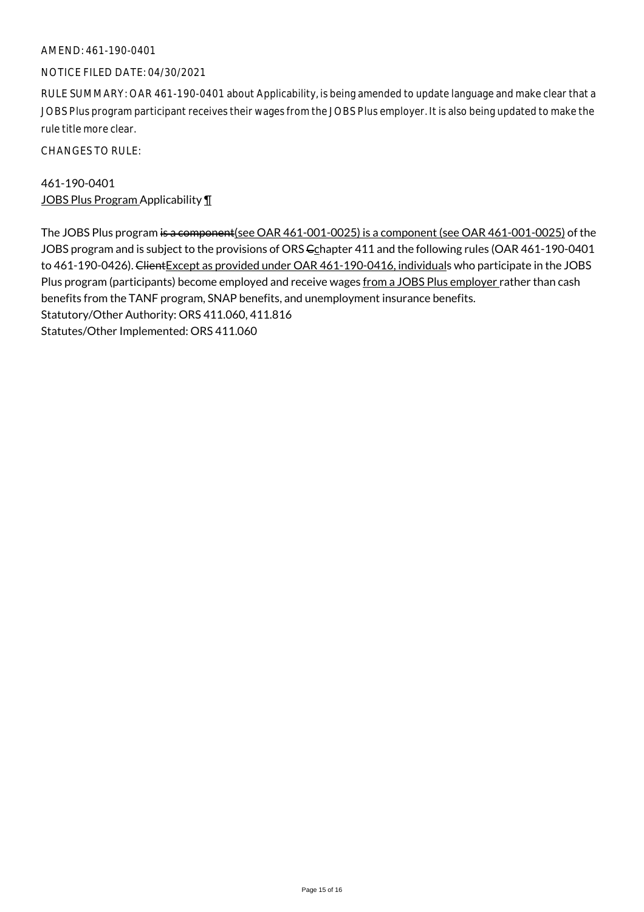AMEND: 461-190-0401

NOTICE FILED DATE: 04/30/2021

RULE SUMMARY: OAR 461-190-0401 about Applicability, is being amended to update language and make clear that a JOBS Plus program participant receives their wages from the JOBS Plus employer. It is also being updated to make the rule title more clear.

CHANGES TO RULE:

461-190-0401
JOBS Plus Program Applicability ¶

The JOBS Plus program ~~is a component~~(see OAR 461-001-0025) is a component (see OAR 461-001-0025) of the JOBS program and is subject to the provisions of ORS ~~C~~chapter 411 and the following rules (OAR 461-190-0401 to 461-190-0426). ~~Client~~Except as provided under OAR 461-190-0416, individuals who participate in the JOBS Plus program (participants) become employed and receive wages from a JOBS Plus employer rather than cash benefits from the TANF program, SNAP benefits, and unemployment insurance benefits.
Statutory/Other Authority: ORS 411.060, 411.816
Statutes/Other Implemented: ORS 411.060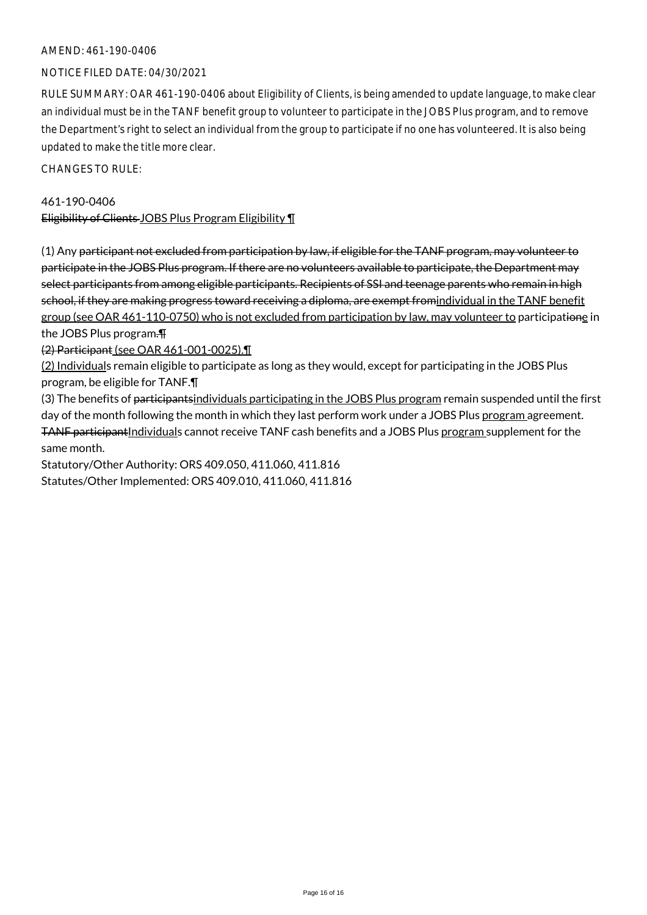AMEND: 461-190-0406

NOTICE FILED DATE: 04/30/2021

RULE SUMMARY: OAR 461-190-0406 about Eligibility of Clients, is being amended to update language, to make clear an individual must be in the TANF benefit group to volunteer to participate in the JOBS Plus program, and to remove the Department's right to select an individual from the group to participate if no one has volunteered. It is also being updated to make the title more clear.

CHANGES TO RULE:

461-190-0406
~~Eligibility of Clients~~ JOBS Plus Program Eligibility ¶

(1) Any ~~participant not excluded from participation by law, if eligible for the TANF program, may volunteer to participate in the JOBS Plus program. If there are no volunteers available to participate, the Department may select participants from among eligible participants. Recipients of SSI and teenage parents who remain in high school, if they are making progress toward receiving a diploma, are exempt from~~individual in the TANF benefit group (see OAR 461-110-0750) who is not excluded from participation by law, may volunteer to participati~~on~~e in the JOBS Plus program.~~¶~~

~~(2) Participant~~ (see OAR 461-001-0025).¶

(2) Individuals remain eligible to participate as long as they would, except for participating in the JOBS Plus program, be eligible for TANF.¶

(3) The benefits of ~~participants~~individuals participating in the JOBS Plus program remain suspended until the first day of the month following the month in which they last perform work under a JOBS Plus program agreement. ~~TANF participant~~Individuals cannot receive TANF cash benefits and a JOBS Plus program supplement for the same month.

Statutory/Other Authority: ORS 409.050, 411.060, 411.816

Statutes/Other Implemented: ORS 409.010, 411.060, 411.816